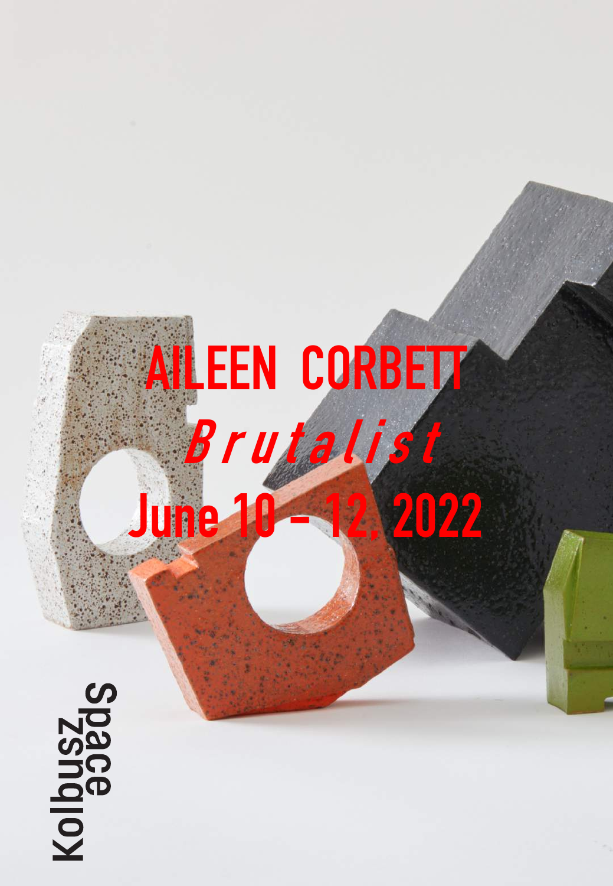# AILEEN CORBETT

## *Brutalist*

## June 10 – 12, 2022

Kolbusz Space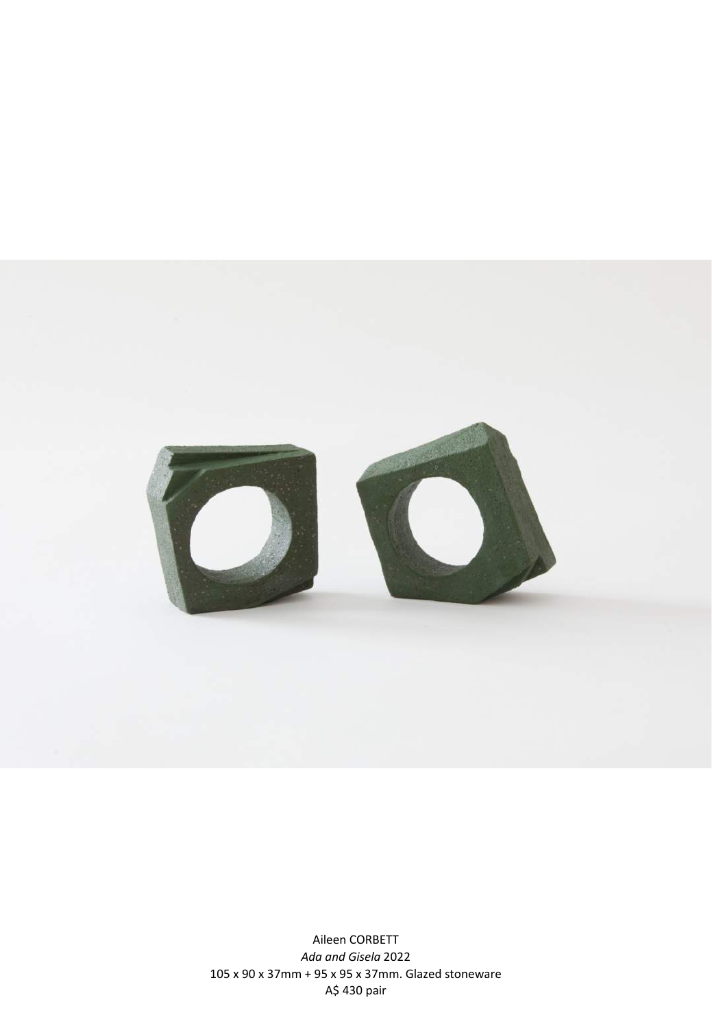Aileen CORBETT

*Ada and Gisela* 2022

105 x 90 x 37mm + 95 x 95 x 37mm. Glazed stoneware

A$ 430 pair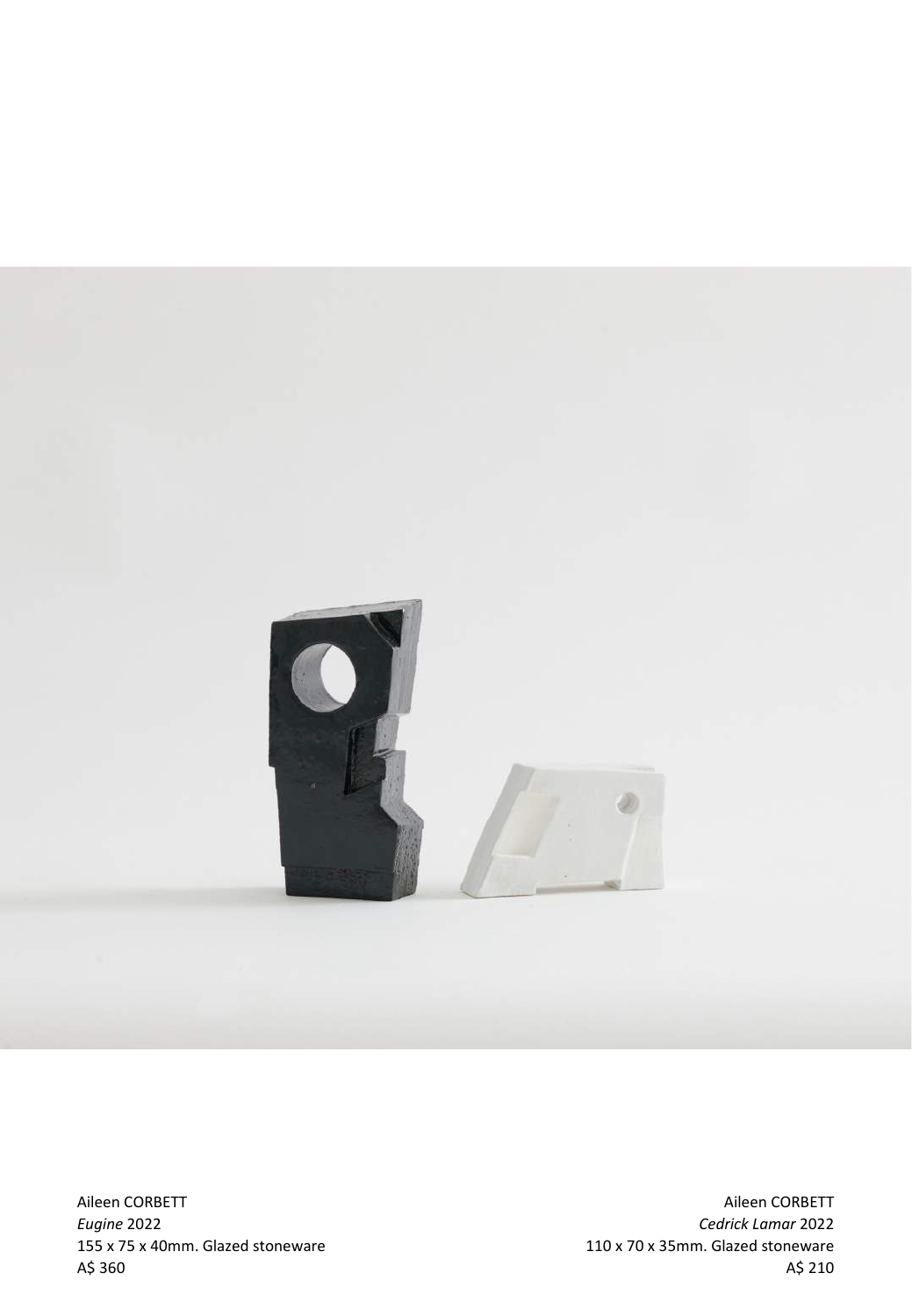Aileen CORBETT
*Eugine* 2022
155 x 75 x 40mm. Glazed stoneware
A$ 360

Aileen CORBETT
*Cedrick Lamar* 2022
110 x 70 x 35mm. Glazed stoneware
A$ 210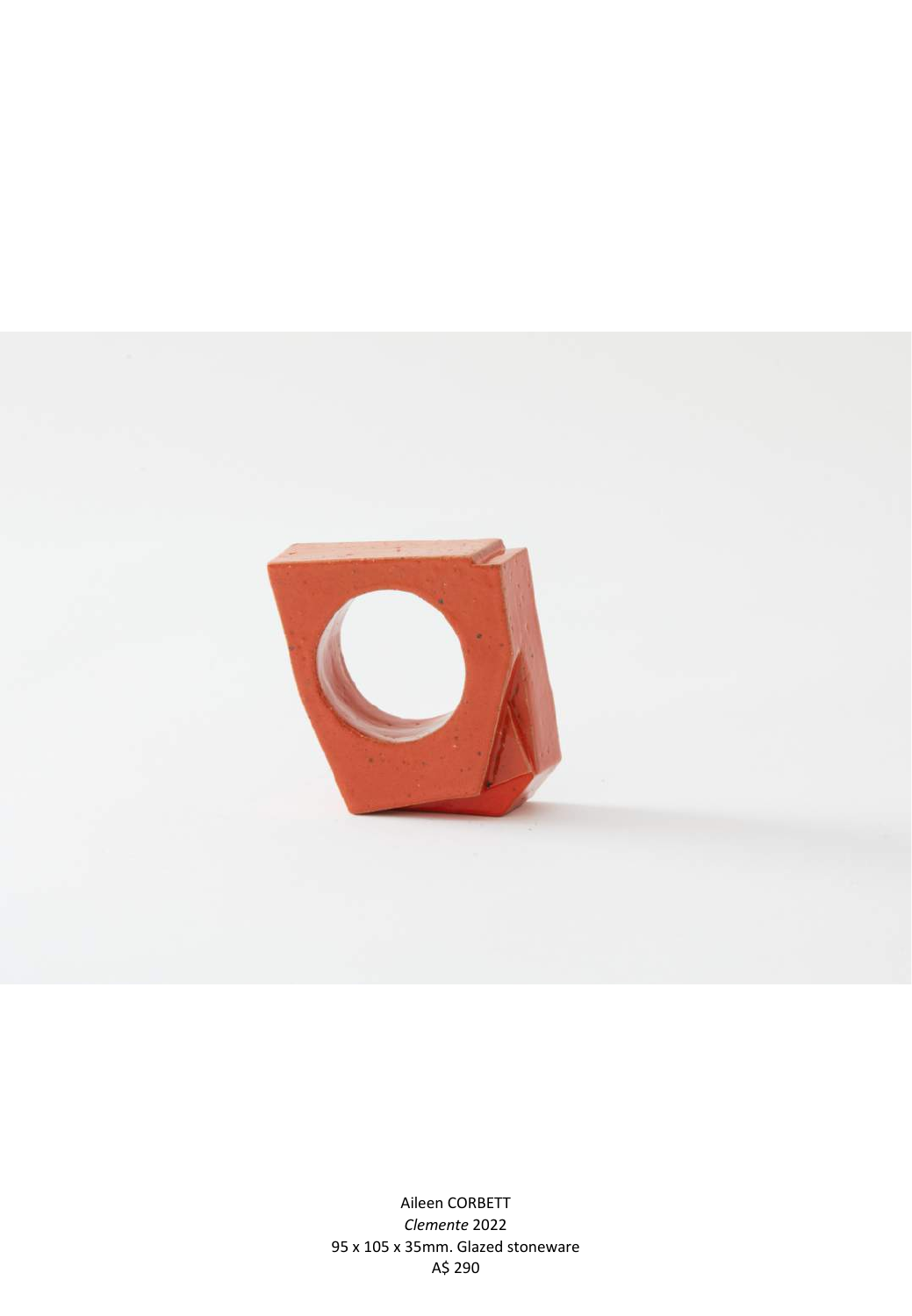Aileen CORBETT
*Clemente* 2022
95 x 105 x 35mm. Glazed stoneware
A$ 290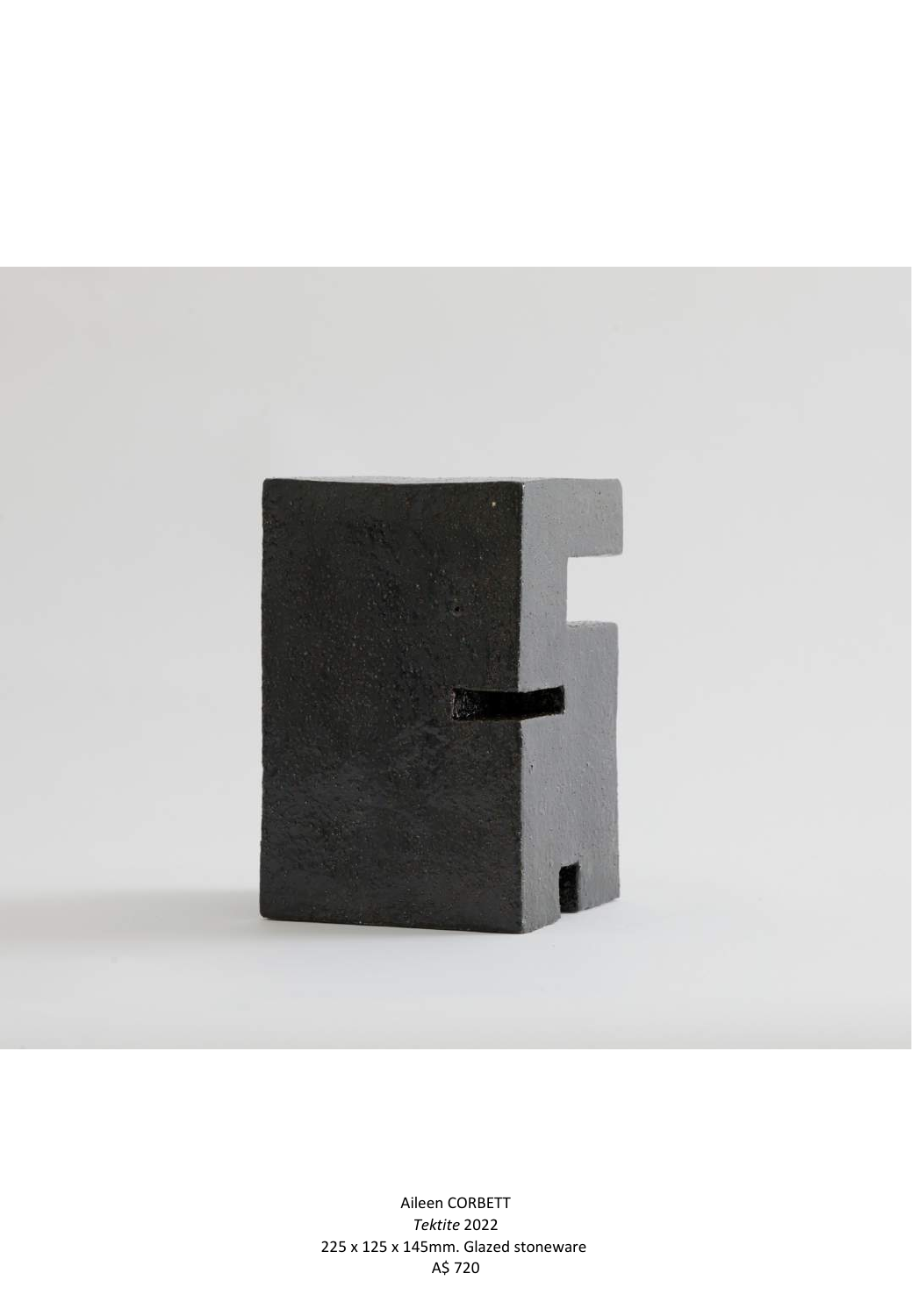Aileen CORBETT
*Tektite* 2022
225 x 125 x 145mm. Glazed stoneware
A$ 720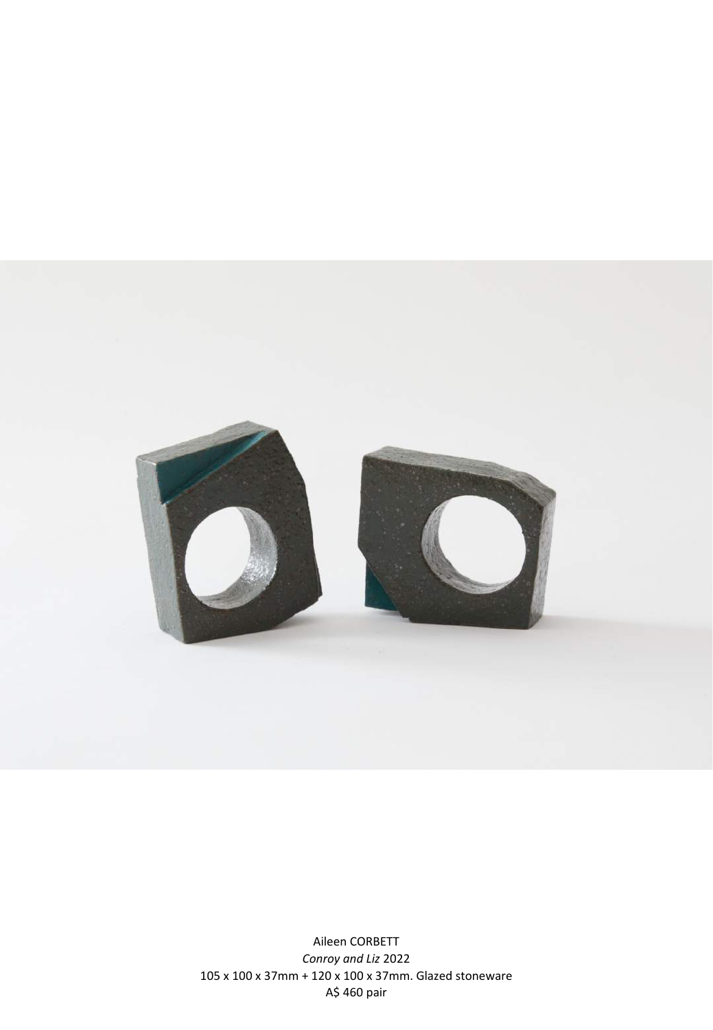Aileen CORBETT
*Conroy and Liz* 2022
105 x 100 x 37mm + 120 x 100 x 37mm. Glazed stoneware
A$ 460 pair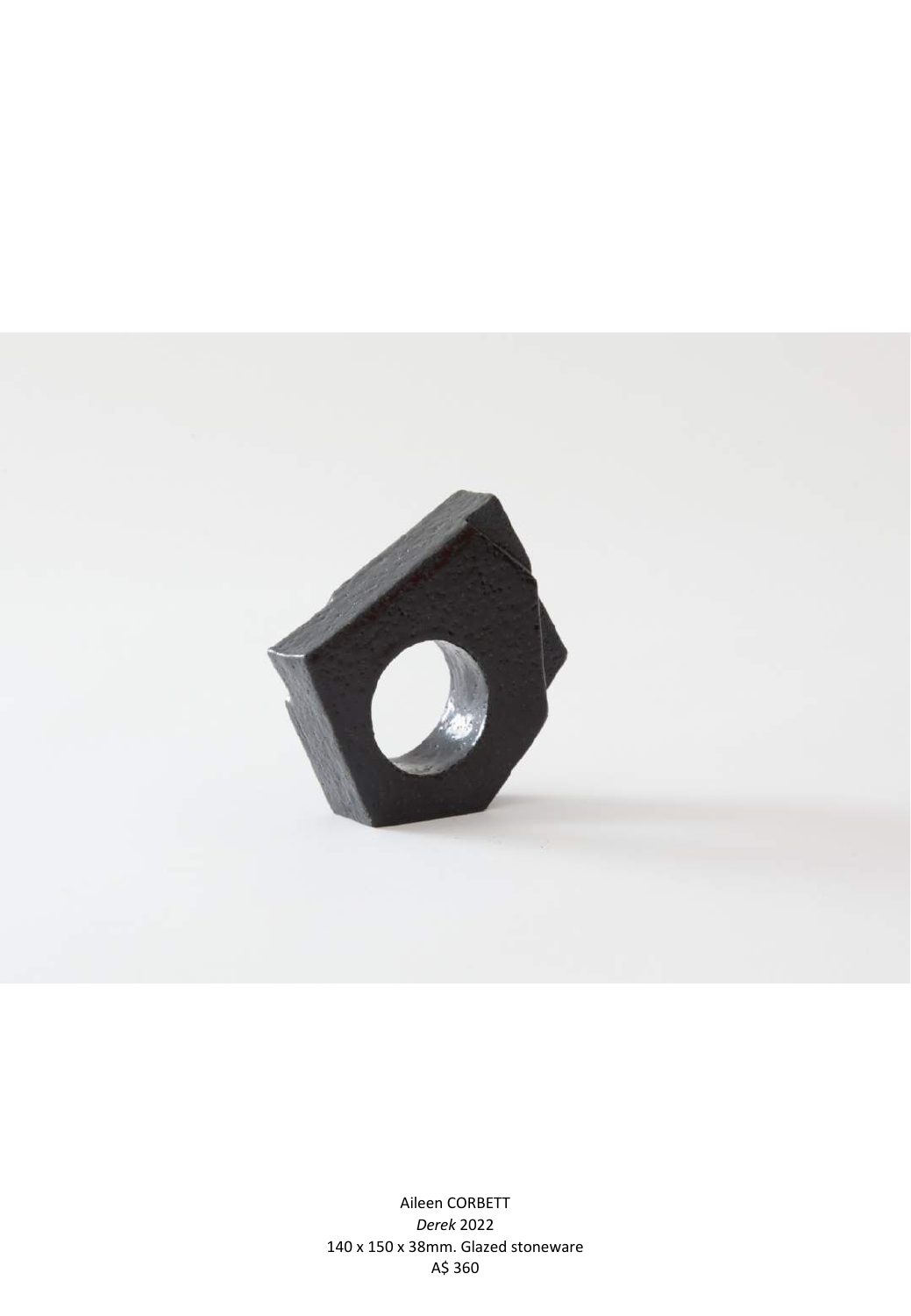Aileen CORBETT  
*Derek* 2022  
140 x 150 x 38mm. Glazed stoneware  
A$ 360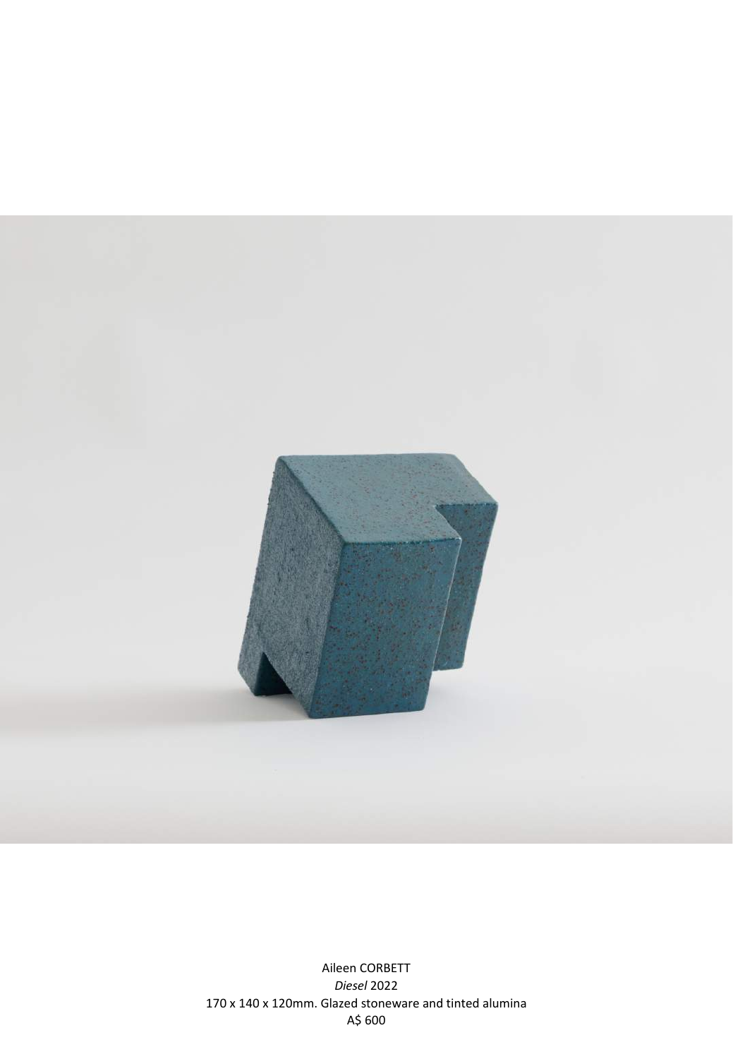Aileen CORBETT

*Diesel* 2022

170 x 140 x 120mm. Glazed stoneware and tinted alumina

A$ 600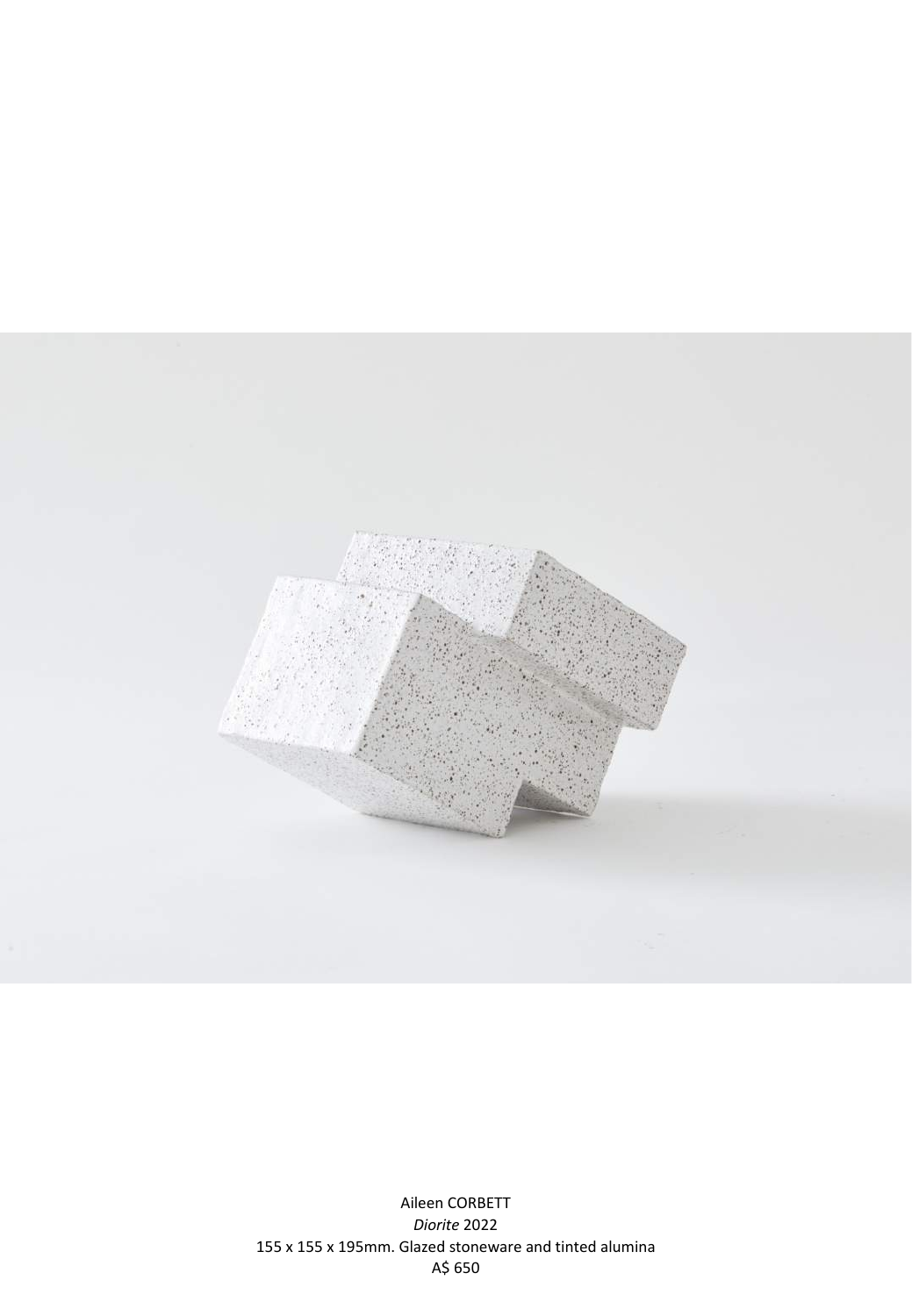Aileen CORBETT

*Diorite* 2022

155 x 155 x 195mm. Glazed stoneware and tinted alumina

A$ 650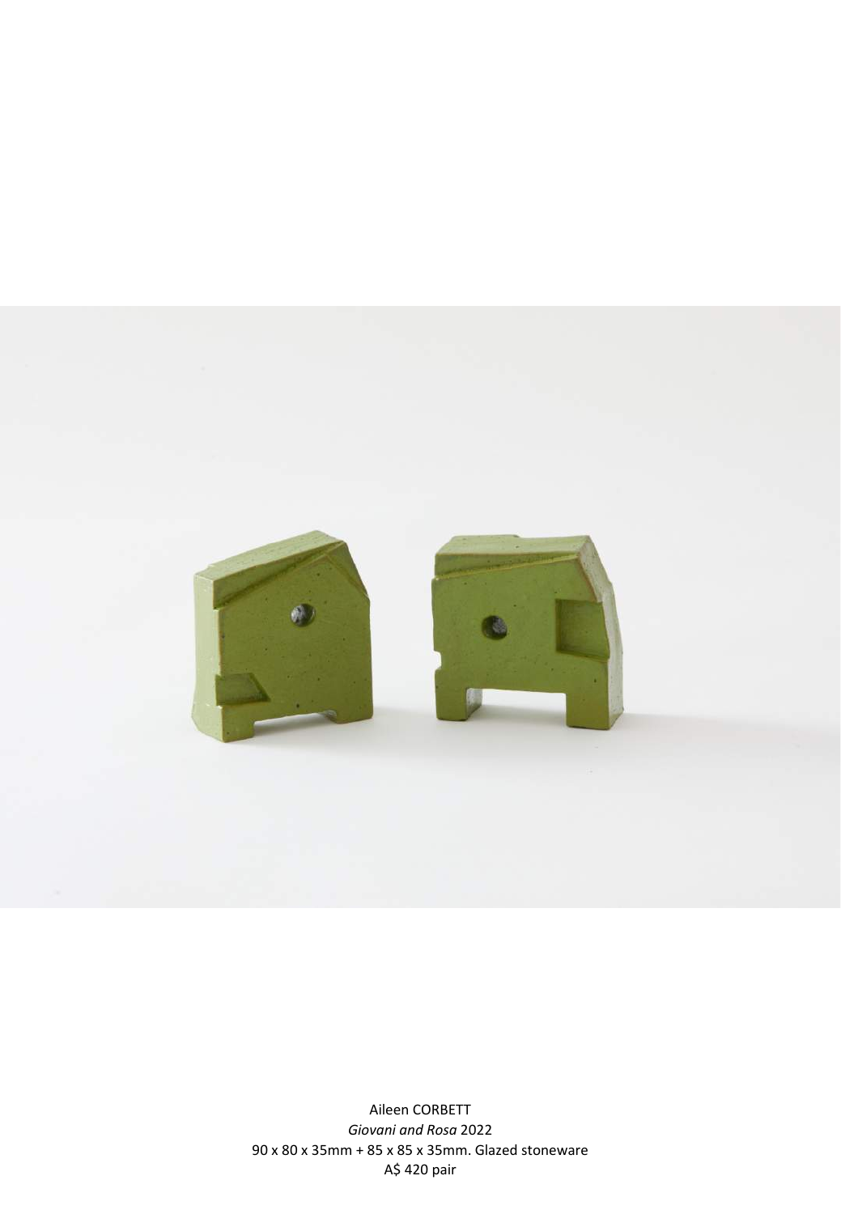Aileen CORBETT

*Giovani and Rosa* 2022

90 x 80 x 35mm + 85 x 85 x 35mm. Glazed stoneware

A$ 420 pair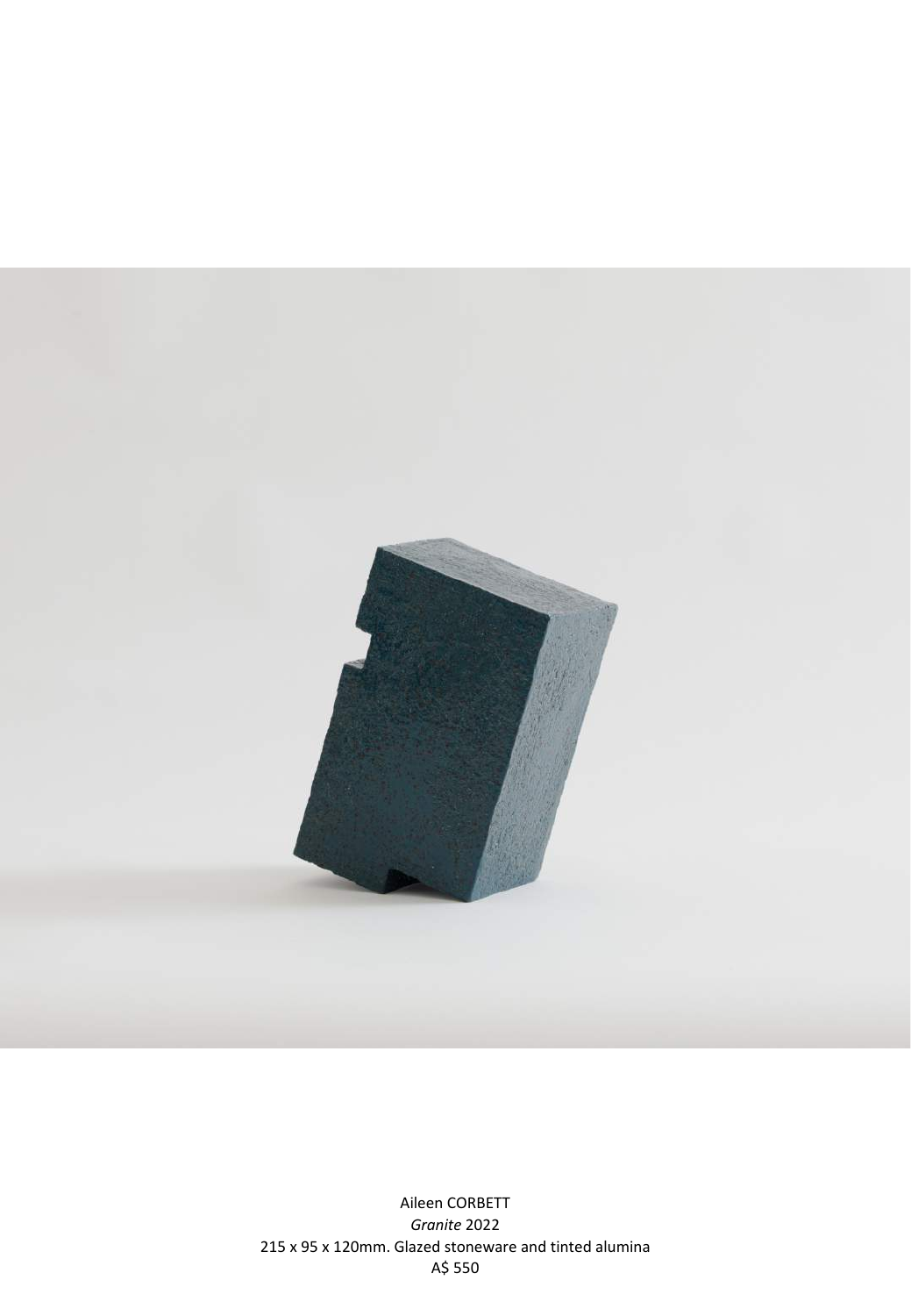Aileen CORBETT

*Granite* 2022

215 x 95 x 120mm. Glazed stoneware and tinted alumina

A$ 550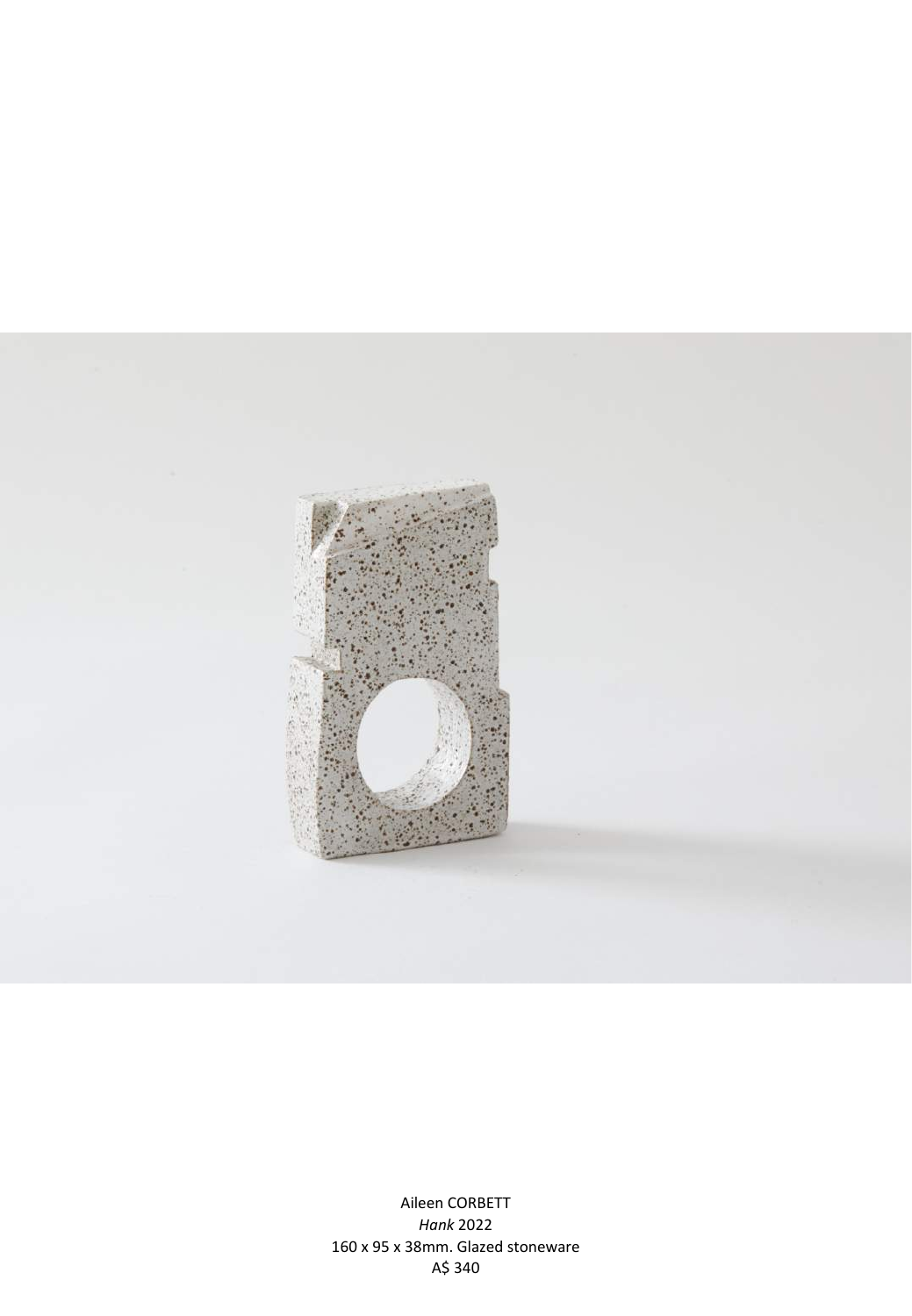Aileen CORBETT
*Hank* 2022
160 x 95 x 38mm. Glazed stoneware
A$ 340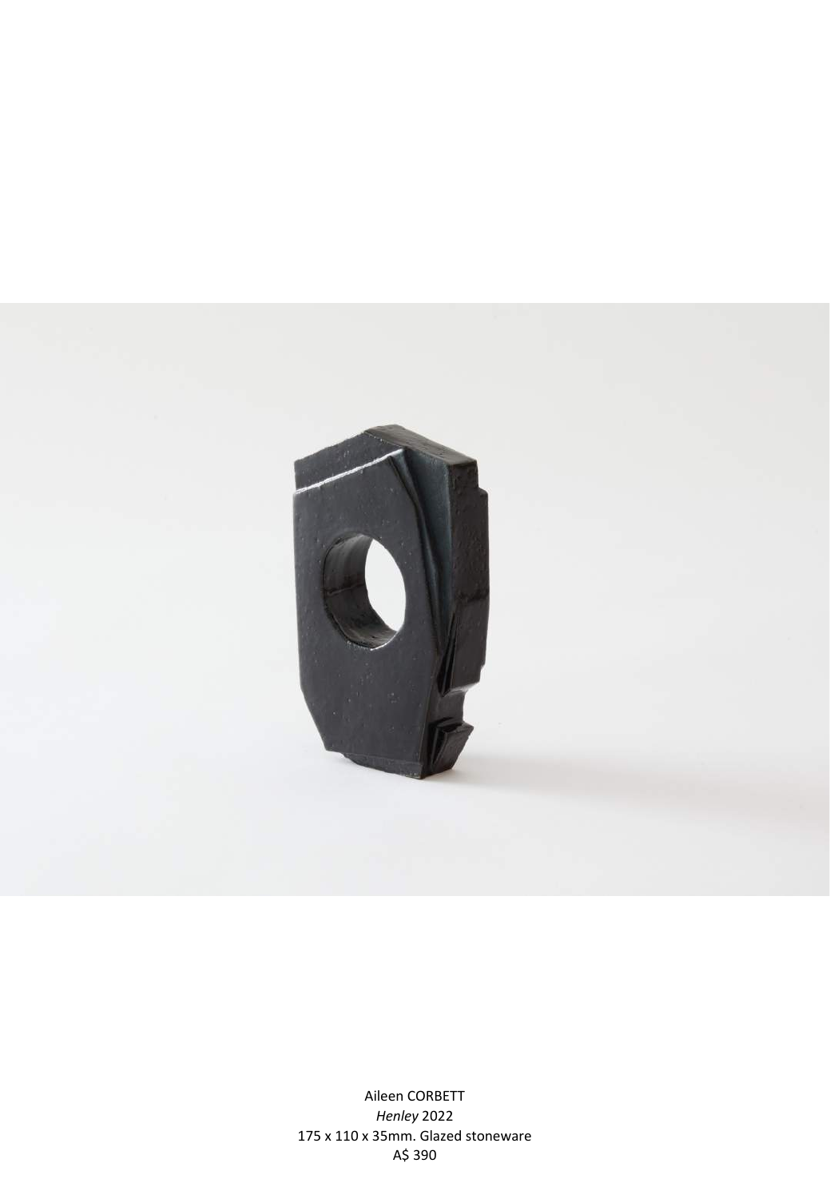Aileen CORBETT
*Henley* 2022
175 x 110 x 35mm. Glazed stoneware
A$ 390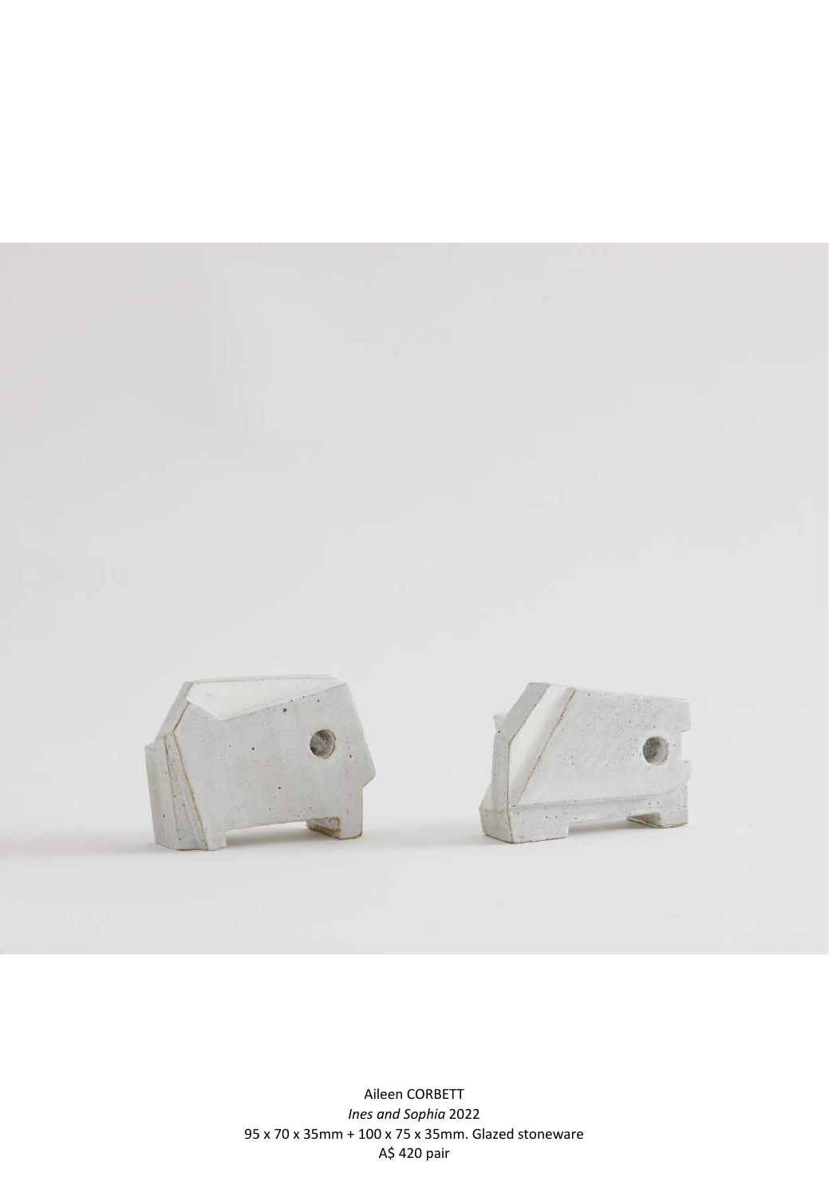Aileen CORBETT
*Ines and Sophia* 2022
95 x 70 x 35mm + 100 x 75 x 35mm. Glazed stoneware
A$ 420 pair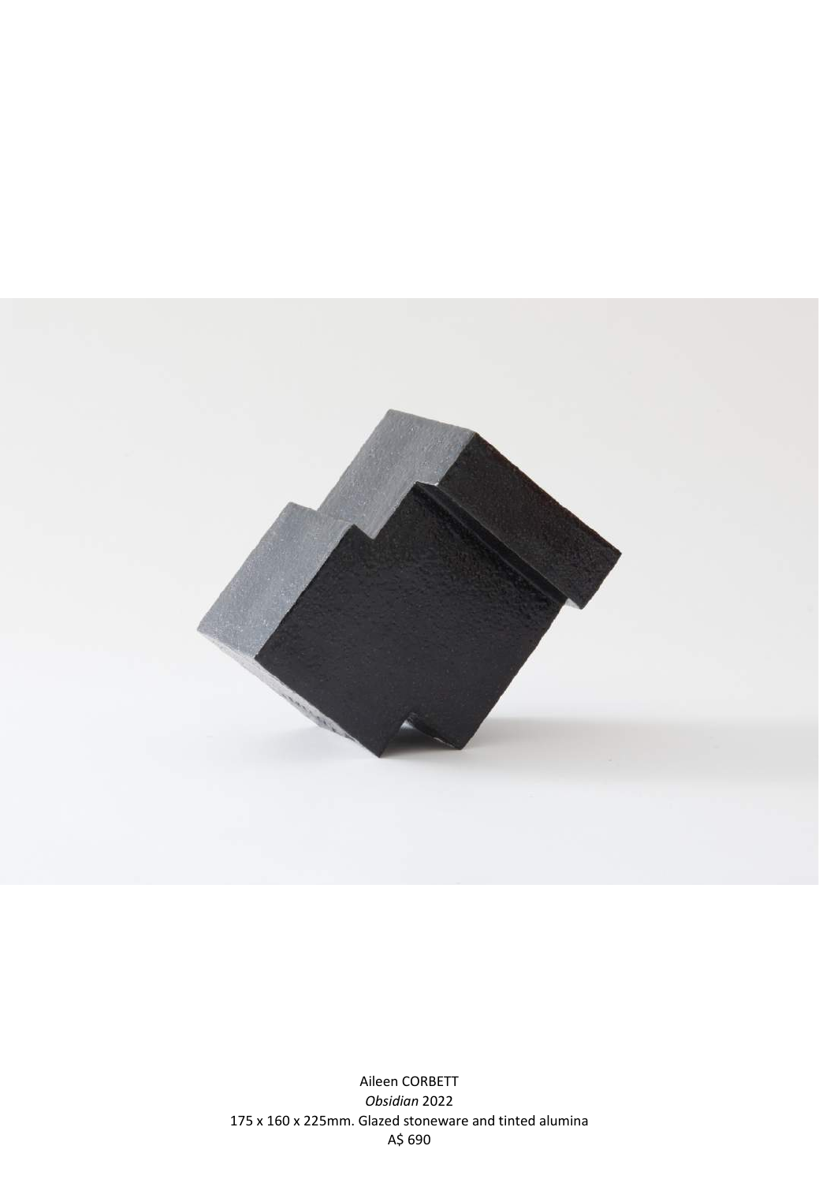Aileen CORBETT
*Obsidian* 2022
175 x 160 x 225mm. Glazed stoneware and tinted alumina
A$ 690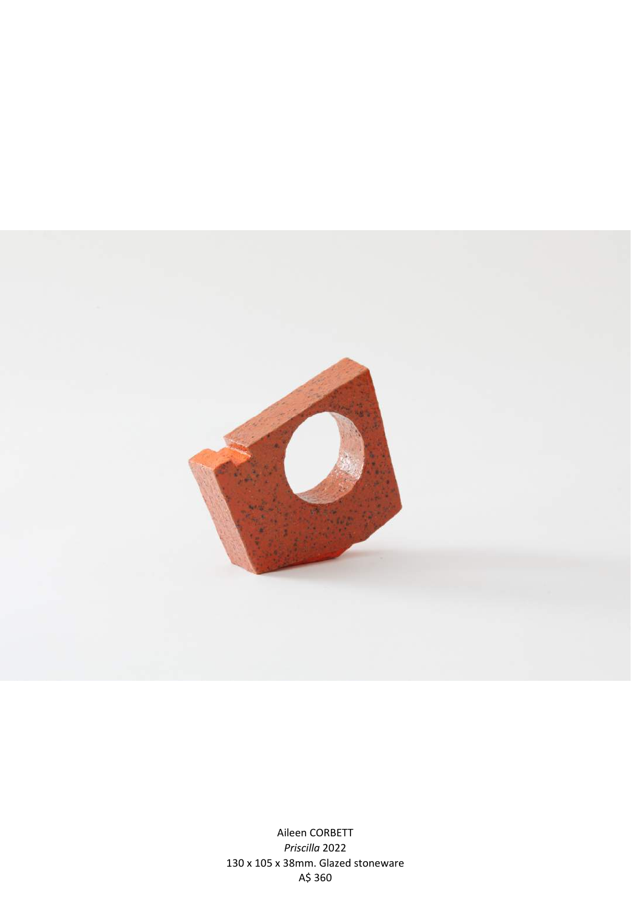Aileen CORBETT
*Priscilla* 2022
130 x 105 x 38mm. Glazed stoneware
A$ 360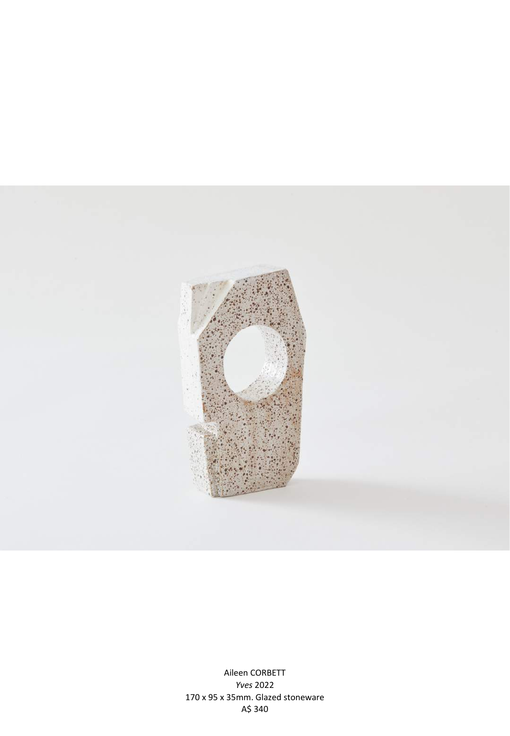Aileen CORBETT
*Yves* 2022
170 x 95 x 35mm. Glazed stoneware
A$ 340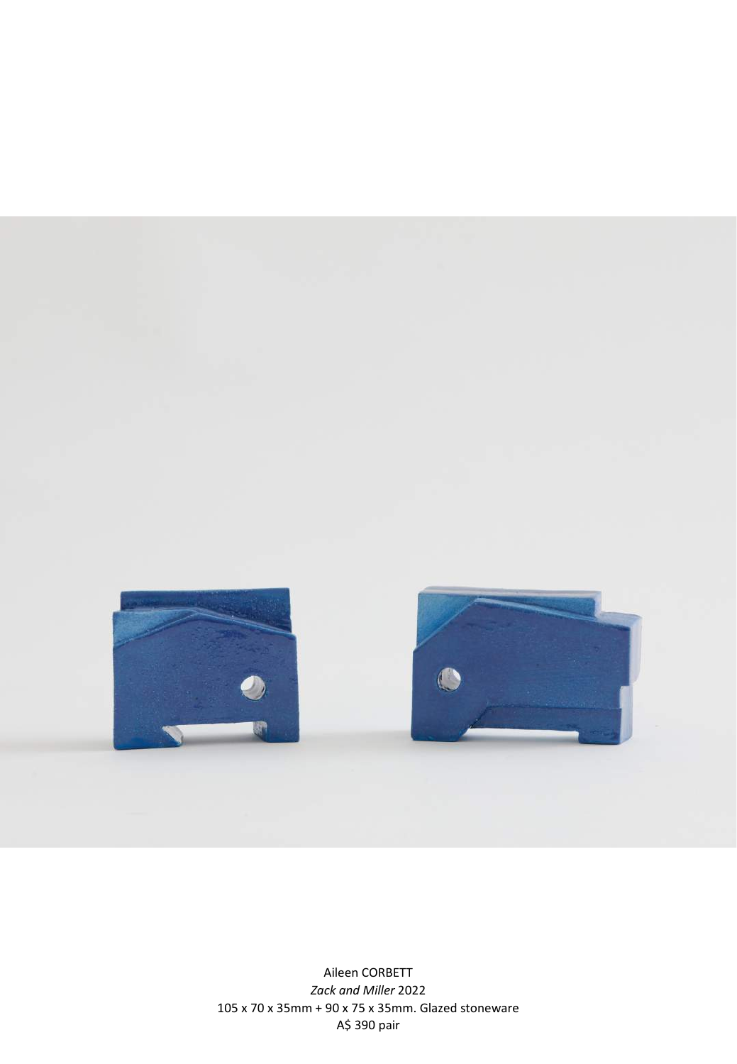Aileen CORBETT
*Zack and Miller* 2022
105 x 70 x 35mm + 90 x 75 x 35mm. Glazed stoneware
A$ 390 pair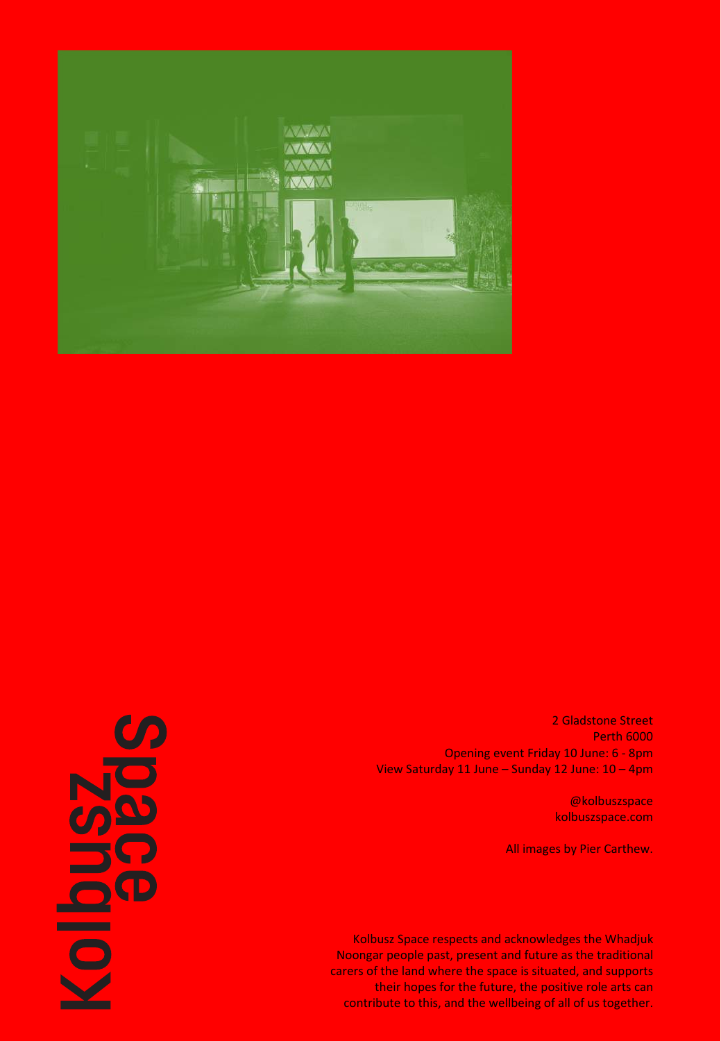Kolbusz Space

2 Gladstone Street
Perth 6000
Opening event Friday 10 June: 6 - 8pm
View Saturday 11 June – Sunday 12 June: 10 – 4pm

@kolbuszspace
kolbuszspace.com

All images by Pier Carthew.

Kolbusz Space respects and acknowledges the Whadjuk Noongar people past, present and future as the traditional carers of the land where the space is situated, and supports their hopes for the future, the positive role arts can contribute to this, and the wellbeing of all of us together.